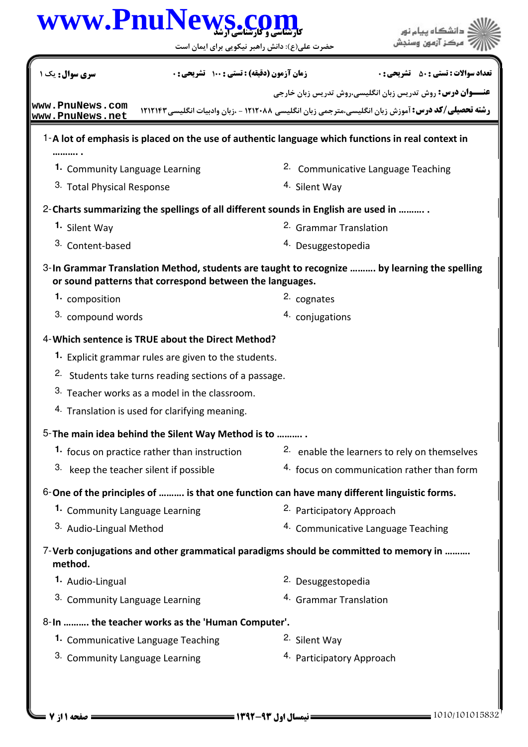سری سوال: یک ۱

زمان آزمون (دقیقه) : تستی : ۱۰۰ تشریحی : ۰

تعداد سوالات : تستی : ۵۰ تشریحی : ۰

عنـــوان درس: روش تدریس زبان انگلیسی،روش تدریس زبان خارجی

رشته تحصیلی/کد درس: آموزش زبان انگلیسی،مترجمی زبان انگلیسی ۱۲۱۲۰۸۸ - ،زبان وادبیات انگلیسی ۱۲۱۲۱۴۳

1-**A lot of emphasis is placed on the use of authentic language which functions in real context in .......... .**

1. Community Language Learning
2. Communicative Language Teaching
3. Total Physical Response
4. Silent Way

2-**Charts summarizing the spellings of all different sounds in English are used in .......... .**

1. Silent Way
2. Grammar Translation
3. Content-based
4. Desuggestopedia

3-**In Grammar Translation Method, students are taught to recognize .......... by learning the spelling or sound patterns that correspond between the languages.**

1. composition
2. cognates
3. compound words
4. conjugations

4-**Which sentence is TRUE about the Direct Method?**

1. Explicit grammar rules are given to the students.
2. Students take turns reading sections of a passage.
3. Teacher works as a model in the classroom.
4. Translation is used for clarifying meaning.

5-**The main idea behind the Silent Way Method is to .......... .**

1. focus on practice rather than instruction
2. enable the learners to rely on themselves
3. keep the teacher silent if possible
4. focus on communication rather than form

6-**One of the principles of .......... is that one function can have many different linguistic forms.**

1. Community Language Learning
2. Participatory Approach
3. Audio-Lingual Method
4. Communicative Language Teaching

7-**Verb conjugations and other grammatical paradigms should be committed to memory in .......... method.**

1. Audio-Lingual
2. Desuggestopedia
3. Community Language Learning
4. Grammar Translation

8-**In .......... the teacher works as the 'Human Computer'.**

1. Communicative Language Teaching
2. Silent Way
3. Community Language Learning
4. Participatory Approach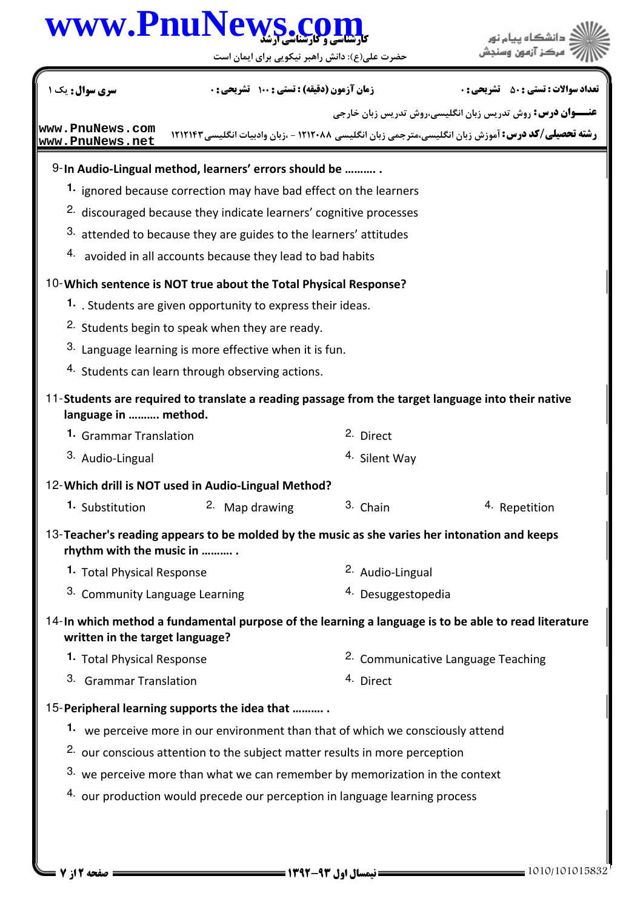9-**In Audio-Lingual method, learners' errors should be .......... .**

1. ignored because correction may have bad effect on the learners
2. discouraged because they indicate learners' cognitive processes
3. attended to because they are guides to the learners' attitudes
4. avoided in all accounts because they lead to bad habits

10-**Which sentence is NOT true about the Total Physical Response?**

1. . Students are given opportunity to express their ideas.
2. Students begin to speak when they are ready.
3. Language learning is more effective when it is fun.
4. Students can learn through observing actions.

11-**Students are required to translate a reading passage from the target language into their native language in .......... method.**

1. Grammar Translation
2. Direct
3. Audio-Lingual
4. Silent Way

12-**Which drill is NOT used in Audio-Lingual Method?**

1. Substitution
2. Map drawing
3. Chain
4. Repetition

13-**Teacher's reading appears to be molded by the music as she varies her intonation and keeps rhythm with the music in .......... .**

1. Total Physical Response
2. Audio-Lingual
3. Community Language Learning
4. Desuggestopedia

14-**In which method a fundamental purpose of the learning a language is to be able to read literature written in the target language?**

1. Total Physical Response
2. Communicative Language Teaching
3. Grammar Translation
4. Direct

15-**Peripheral learning supports the idea that .......... .**

1. we perceive more in our environment than that of which we consciously attend
2. our conscious attention to the subject matter results in more perception
3. we perceive more than what we can remember by memorization in the context
4. our production would precede our perception in language learning process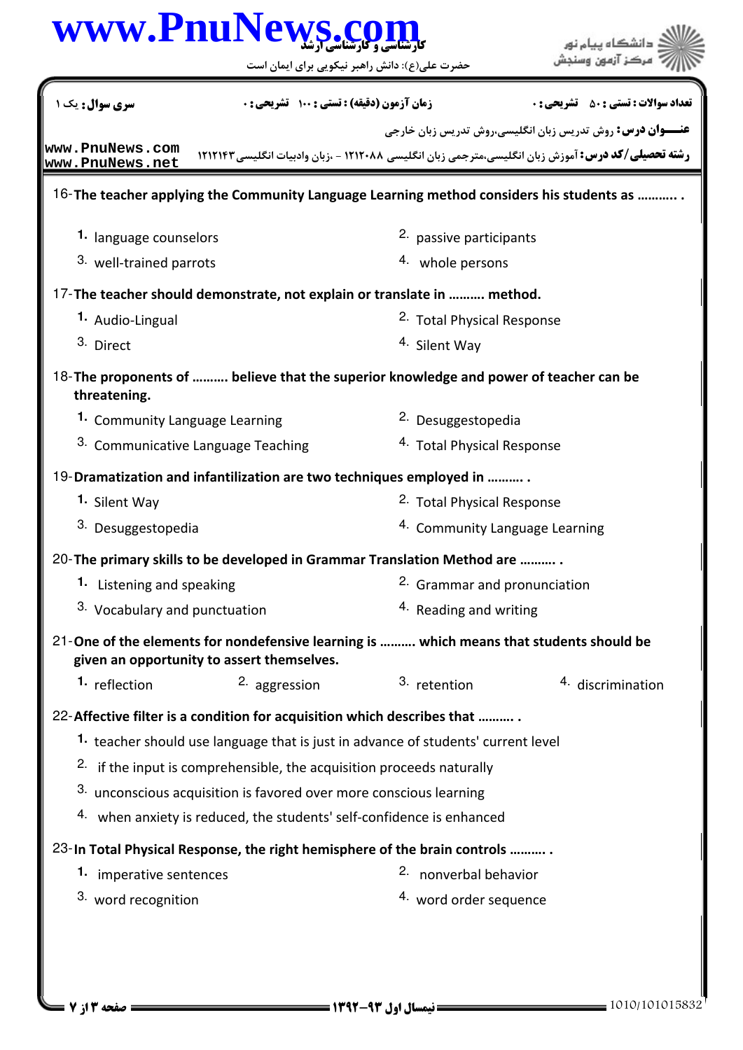| سری سوال: یک ۱ | زمان آزمون (دقیقه) : تستی : ۱۰۰ تشریحی : ۰ | تعداد سوالات : تستی : ۵۰ تشریحی : ۰ |
|---|---|---|

**عنـــوان درس:** روش تدریس زبان انگلیسی،روش تدریس زبان خارجی

**رشته تحصیلی/کد درس:** آموزش زبان انگلیسی،مترجمی زبان انگلیسی ۱۲۱۲۰۸۸ - ،زبان وادبیات انگلیسی۱۲۱۲۱۴۳

16-**The teacher applying the Community Language Learning method considers his students as .......... .**

1. language counselors
2. passive participants
3. well-trained parrots
4. whole persons

17-**The teacher should demonstrate, not explain or translate in .......... method.**

1. Audio-Lingual
2. Total Physical Response
3. Direct
4. Silent Way

18-**The proponents of .......... believe that the superior knowledge and power of teacher can be threatening.**

1. Community Language Learning
2. Desuggestopedia
3. Communicative Language Teaching
4. Total Physical Response

19-**Dramatization and infantilization are two techniques employed in .......... .**

1. Silent Way
2. Total Physical Response
3. Desuggestopedia
4. Community Language Learning

20-**The primary skills to be developed in Grammar Translation Method are .......... .**

1. Listening and speaking
2. Grammar and pronunciation
3. Vocabulary and punctuation
4. Reading and writing

21-**One of the elements for nondefensive learning is .......... which means that students should be given an opportunity to assert themselves.**

1. reflection
2. aggression
3. retention
4. discrimination

22-**Affective filter is a condition for acquisition which describes that .......... .**

1. teacher should use language that is just in advance of students' current level
2. if the input is comprehensible, the acquisition proceeds naturally
3. unconscious acquisition is favored over more conscious learning
4. when anxiety is reduced, the students' self-confidence is enhanced

23-**In Total Physical Response, the right hemisphere of the brain controls .......... .**

1. imperative sentences
2. nonverbal behavior
3. word recognition
4. word order sequence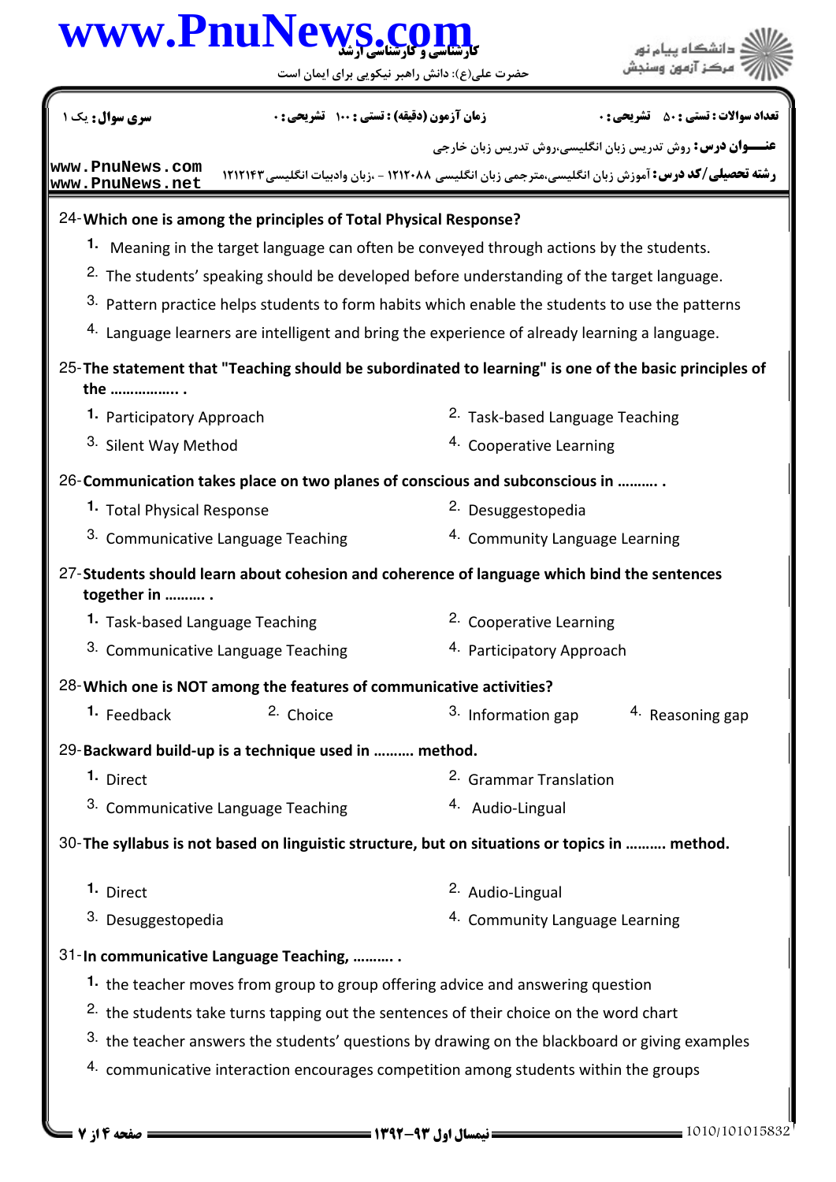24- **Which one is among the principles of Total Physical Response?**

1. Meaning in the target language can often be conveyed through actions by the students.
2. The students' speaking should be developed before understanding of the target language.
3. Pattern practice helps students to form habits which enable the students to use the patterns
4. Language learners are intelligent and bring the experience of already learning a language.

25- **The statement that "Teaching should be subordinated to learning" is one of the basic principles of the …………….. .**

1. Participatory Approach
2. Task-based Language Teaching
3. Silent Way Method
4. Cooperative Learning

26- **Communication takes place on two planes of conscious and subconscious in ………. .**

1. Total Physical Response
2. Desuggestopedia
3. Communicative Language Teaching
4. Community Language Learning

27- **Students should learn about cohesion and coherence of language which bind the sentences together in ………. .**

1. Task-based Language Teaching
2. Cooperative Learning
3. Communicative Language Teaching
4. Participatory Approach

28- **Which one is NOT among the features of communicative activities?**

1. Feedback
2. Choice
3. Information gap
4. Reasoning gap

29- **Backward build-up is a technique used in ………. method.**

1. Direct
2. Grammar Translation
3. Communicative Language Teaching
4. Audio-Lingual

30- **The syllabus is not based on linguistic structure, but on situations or topics in ………. method.**

1. Direct
2. Audio-Lingual
3. Desuggestopedia
4. Community Language Learning

31- **In communicative Language Teaching, ………. .**

1. the teacher moves from group to group offering advice and answering question
2. the students take turns tapping out the sentences of their choice on the word chart
3. the teacher answers the students' questions by drawing on the blackboard or giving examples
4. communicative interaction encourages competition among students within the groups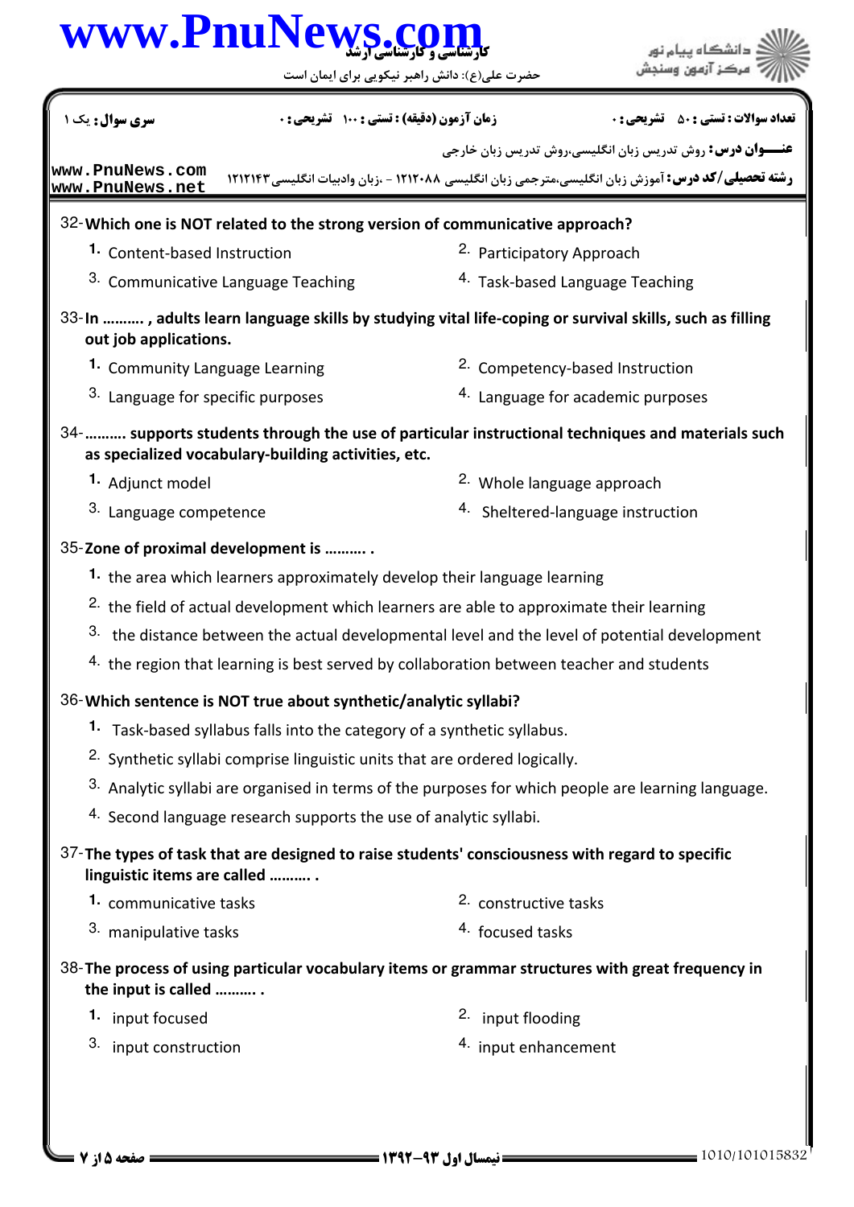32- **Which one is NOT related to the strong version of communicative approach?**

1. Content-based Instruction
2. Participatory Approach
3. Communicative Language Teaching
4. Task-based Language Teaching

33- **In .......... , adults learn language skills by studying vital life-coping or survival skills, such as filling out job applications.**

1. Community Language Learning
2. Competency-based Instruction
3. Language for specific purposes
4. Language for academic purposes

34- **.......... supports students through the use of particular instructional techniques and materials such as specialized vocabulary-building activities, etc.**

1. Adjunct model
2. Whole language approach
3. Language competence
4. Sheltered-language instruction

35- **Zone of proximal development is .......... .**

1. the area which learners approximately develop their language learning
2. the field of actual development which learners are able to approximate their learning
3. the distance between the actual developmental level and the level of potential development
4. the region that learning is best served by collaboration between teacher and students

36- **Which sentence is NOT true about synthetic/analytic syllabi?**

1. Task-based syllabus falls into the category of a synthetic syllabus.
2. Synthetic syllabi comprise linguistic units that are ordered logically.
3. Analytic syllabi are organised in terms of the purposes for which people are learning language.
4. Second language research supports the use of analytic syllabi.

37- **The types of task that are designed to raise students' consciousness with regard to specific linguistic items are called .......... .**

1. communicative tasks
2. constructive tasks
3. manipulative tasks
4. focused tasks

38- **The process of using particular vocabulary items or grammar structures with great frequency in the input is called .......... .**

1. input focused
2. input flooding
3. input construction
4. input enhancement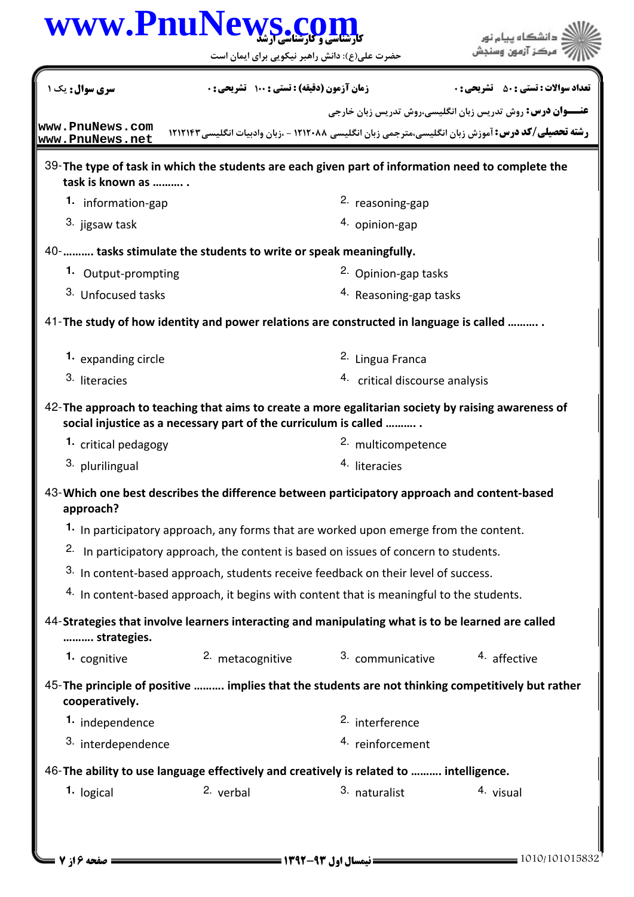39-**The type of task in which the students are each given part of information need to complete the task is known as .......... .**

1. information-gap
2. reasoning-gap
3. jigsaw task
4. opinion-gap

40-**.......... tasks stimulate the students to write or speak meaningfully.**

1. Output-prompting
2. Opinion-gap tasks
3. Unfocused tasks
4. Reasoning-gap tasks

41-**The study of how identity and power relations are constructed in language is called .......... .**

1. expanding circle
2. Lingua Franca
3. literacies
4. critical discourse analysis

42-**The approach to teaching that aims to create a more egalitarian society by raising awareness of social injustice as a necessary part of the curriculum is called .......... .**

1. critical pedagogy
2. multicompetence
3. plurilingual
4. literacies

43-**Which one best describes the difference between participatory approach and content-based approach?**

1. In participatory approach, any forms that are worked upon emerge from the content.
2. In participatory approach, the content is based on issues of concern to students.
3. In content-based approach, students receive feedback on their level of success.
4. In content-based approach, it begins with content that is meaningful to the students.

44-**Strategies that involve learners interacting and manipulating what is to be learned are called .......... strategies.**

1. cognitive
2. metacognitive
3. communicative
4. affective

45-**The principle of positive .......... implies that the students are not thinking competitively but rather cooperatively.**

1. independence
2. interference
3. interdependence
4. reinforcement

46-**The ability to use language effectively and creatively is related to .......... intelligence.**

1. logical
2. verbal
3. naturalist
4. visual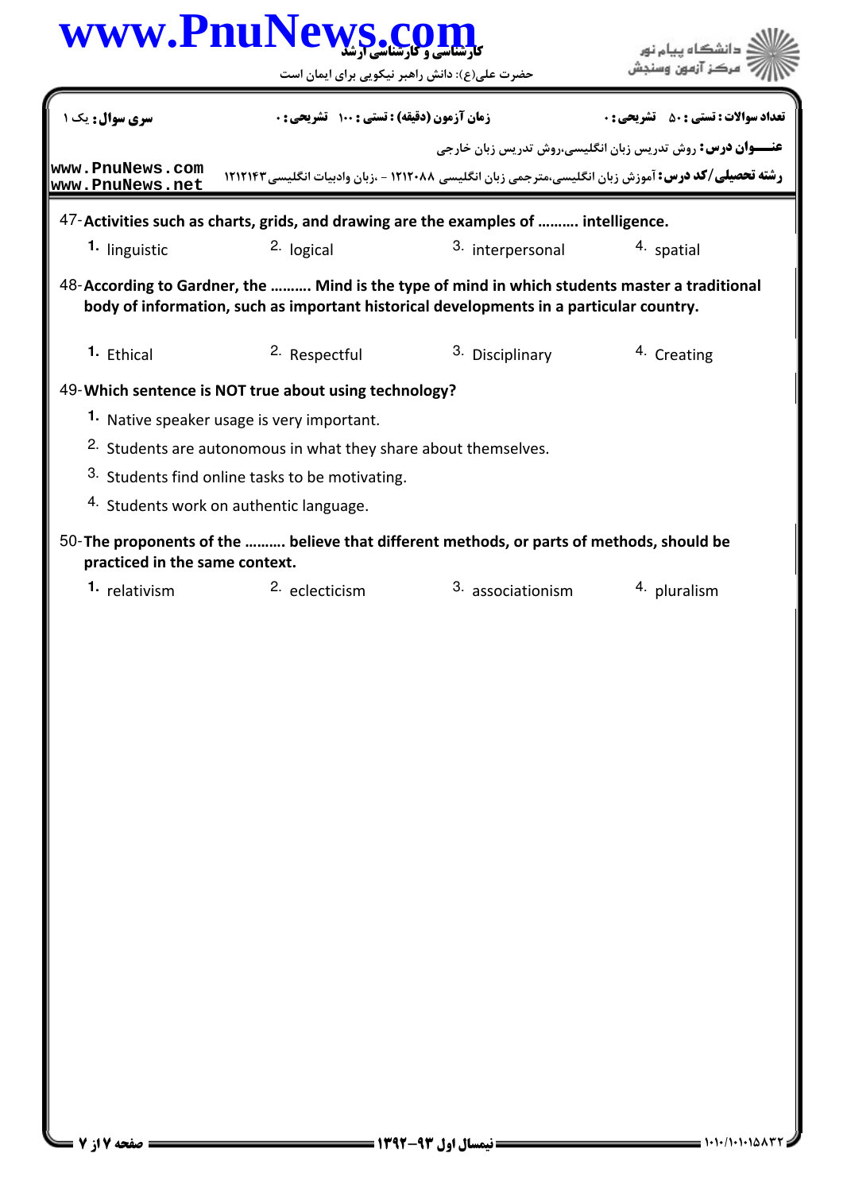47-**Activities such as charts, grids, and drawing are the examples of .......... intelligence.**

1. linguistic
2. logical
3. interpersonal
4. spatial

48-**According to Gardner, the .......... Mind is the type of mind in which students master a traditional body of information, such as important historical developments in a particular country.**

1. Ethical
2. Respectful
3. Disciplinary
4. Creating

49-**Which sentence is NOT true about using technology?**

1. Native speaker usage is very important.
2. Students are autonomous in what they share about themselves.
3. Students find online tasks to be motivating.
4. Students work on authentic language.

50-**The proponents of the .......... believe that different methods, or parts of methods, should be practiced in the same context.**

1. relativism
2. eclecticism
3. associationism
4. pluralism